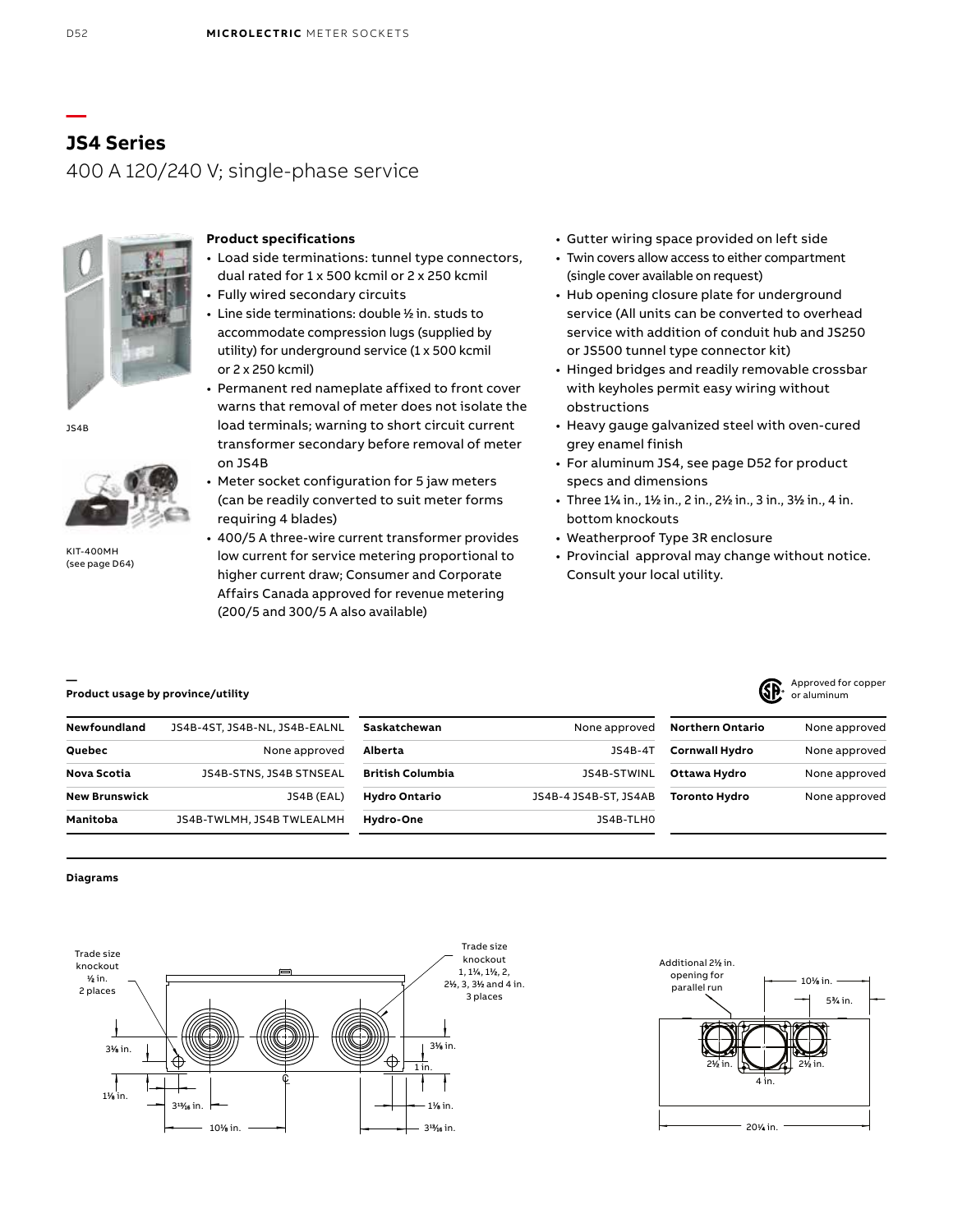# JS4 Series

## 400 A 120/240 V; single-phase service

JS4B

KIT-400MH (see page D64)

### Product specifications

- Load side terminations: tunnel type connectors, dual rated for 1 x 500 kcmil or 2 x 250 kcmil
- Fully wired secondary circuits
- Line side terminations: double ½ in. studs to accommodate compression lugs (supplied by utility) for underground service (1 x 500 kcmil or 2 x 250 kcmil)
- Permanent red nameplate affixed to front cover warns that removal of meter does not isolate the load terminals; warning to short circuit current transformer secondary before removal of meter on JS4B
- Meter socket configuration for 5 jaw meters (can be readily converted to suit meter forms requiring 4 blades)
- 400/5 A three-wire current transformer provides low current for service metering proportional to higher current draw; Consumer and Corporate Affairs Canada approved for revenue metering (200/5 and 300/5 A also available)
- Gutter wiring space provided on left side
- Twin covers allow access to either compartment (single cover available on request)
- Hub opening closure plate for underground service (All units can be converted to overhead service with addition of conduit hub and JS250 or JS500 tunnel type connector kit)
- Hinged bridges and readily removable crossbar with keyholes permit easy wiring without obstructions
- Heavy gauge galvanized steel with oven-cured grey enamel finish
- For aluminum JS4, see page D52 for product specs and dimensions
- Three 1¼ in., 1½ in., 2 in., 2½ in., 3 in., 3½ in., 4 in. bottom knockouts
- Weatherproof Type 3R enclosure
- Provincial approval may change without notice. Consult your local utility.

### Product usage by province/utility

Approved for copper or aluminum

| Province/Utility | Catalog number |
|---|---|
| **Newfoundland** | JS4B-4ST, JS4B-NL, JS4B-EALNL |
| **Quebec** | None approved |
| **Nova Scotia** | JS4B-STNS, JS4B STNSEAL |
| **New Brunswick** | JS4B (EAL) |
| **Manitoba** | JS4B-TWLMH, JS4B TWLEALMH |
| **Saskatchewan** | None approved |
| **Alberta** | JS4B-4T |
| **British Columbia** | JS4B-STWINL |
| **Hydro Ontario** | JS4B-4 JS4B-ST, JS4AB |
| **Hydro-One** | JS4B-TLHO |
| **Northern Ontario** | None approved |
| **Cornwall Hydro** | None approved |
| **Ottawa Hydro** | None approved |
| **Toronto Hydro** | None approved |

### Diagrams

Trade size knockout ½ in. 2 places

Trade size knockout 1, 1¼, 1½, 2, 2½, 3, 3½ and 4 in. 3 places

3⅛ in. | 1⅛ in. | 3¹³⁄₁₆ in. | 10⅛ in. | 3⅛ in. | 1 in. | 1⅛ in. | 3¹³⁄₁₆ in.

Additional 2½ in. opening for parallel run

10⅛ in. | 5¾ in. | 2½ in. | 4 in. | 2½ in. | 20¼ in.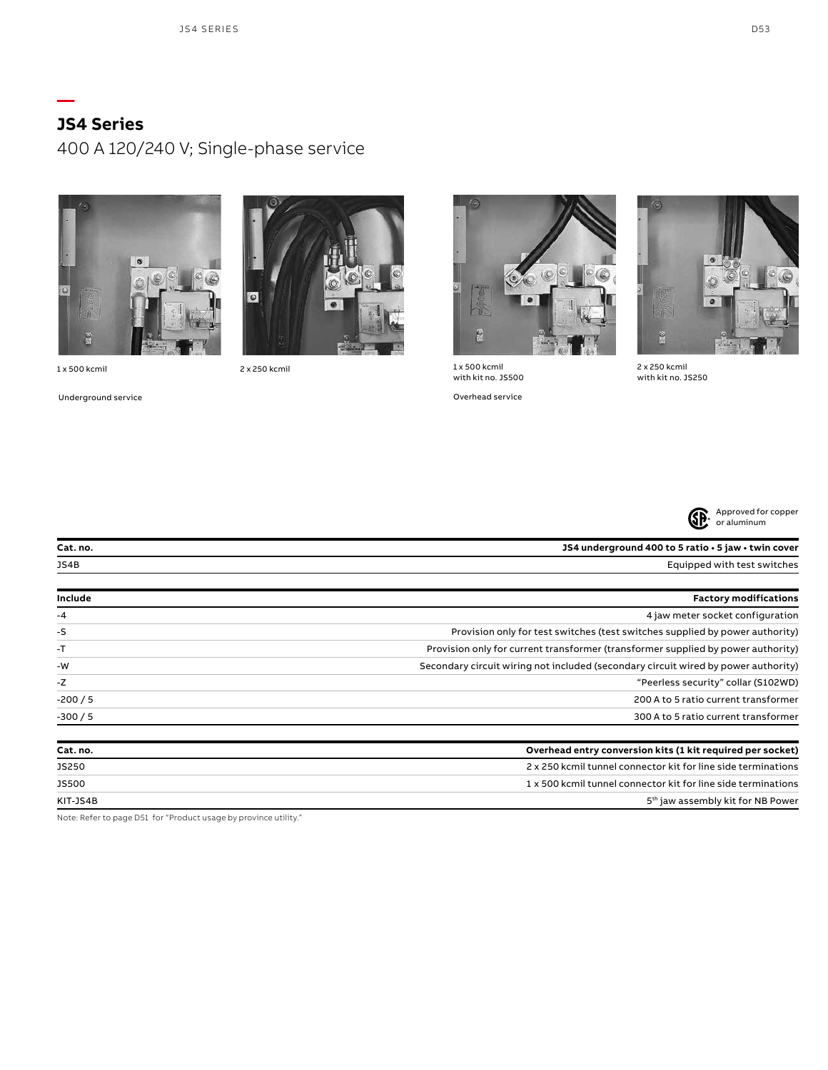## JS4 Series

400 A 120/240 V; Single-phase service

1 x 500 kcmil

2 x 250 kcmil

Underground service

1 x 500 kcmil with kit no. JS500

2 x 250 kcmil with kit no. JS250

Overhead service

Approved for copper or aluminum

| Cat. no. | JS4 underground 400 to 5 ratio • 5 jaw • twin cover |
|---|---|
| JS4B | Equipped with test switches |

| Include | Factory modifications |
|---|---|
| -4 | 4 jaw meter socket configuration |
| -S | Provision only for test switches (test switches supplied by power authority) |
| -T | Provision only for current transformer (transformer supplied by power authority) |
| -W | Secondary circuit wiring not included (secondary circuit wired by power authority) |
| -Z | "Peerless security" collar (S102WD) |
| -200 / 5 | 200 A to 5 ratio current transformer |
| -300 / 5 | 300 A to 5 ratio current transformer |

| Cat. no. | Overhead entry conversion kits (1 kit required per socket) |
|---|---|
| JS250 | 2 x 250 kcmil tunnel connector kit for line side terminations |
| JS500 | 1 x 500 kcmil tunnel connector kit for line side terminations |
| KIT-JS4B | 5th jaw assembly kit for NB Power |

Note: Refer to page D51 for "Product usage by province utility."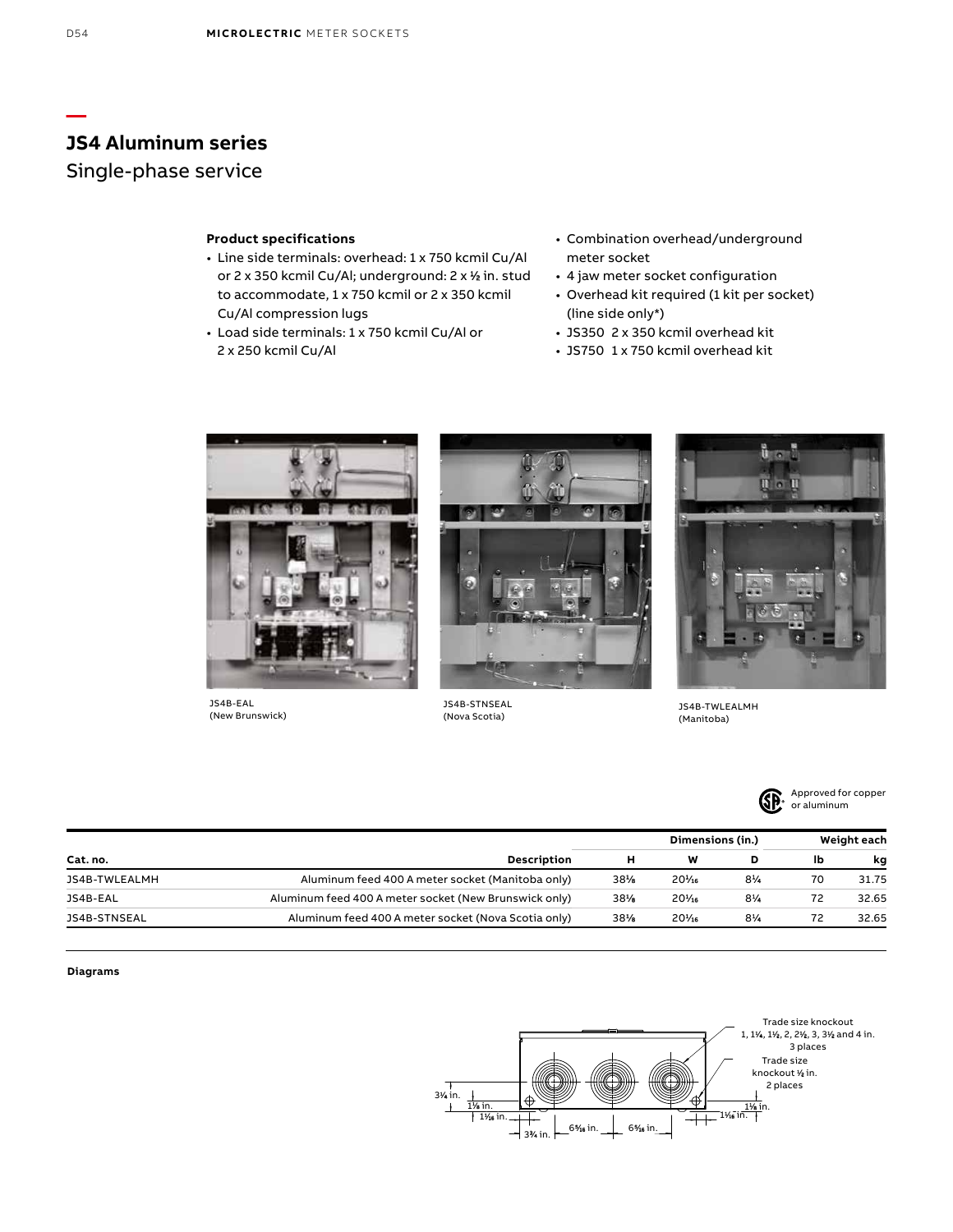## JS4 Aluminum series

Single-phase service

**Product specifications**

- Line side terminals: overhead: 1 x 750 kcmil Cu/Al or 2 x 350 kcmil Cu/Al; underground: 2 x ½ in. stud to accommodate, 1 x 750 kcmil or 2 x 350 kcmil Cu/Al compression lugs
- Load side terminals: 1 x 750 kcmil Cu/Al or 2 x 250 kcmil Cu/Al
- Combination overhead/underground meter socket
- 4 jaw meter socket configuration
- Overhead kit required (1 kit per socket) (line side only*)
- JS350 2 x 350 kcmil overhead kit
- JS750 1 x 750 kcmil overhead kit

JS4B-EAL
(New Brunswick)

JS4B-STNSEAL
(Nova Scotia)

JS4B-TWLEALMH
(Manitoba)

Approved for copper or aluminum

| | | Dimensions (in.) | | | Weight each | |
|---|---|---|---|---|---|---|
| Cat. no. | Description | H | W | D | lb | kg |
| JS4B-TWLEALMH | Aluminum feed 400 A meter socket (Manitoba only) | 38⅛ | 20¹⁄₁₆ | 8¼ | 70 | 31.75 |
| JS4B-EAL | Aluminum feed 400 A meter socket (New Brunswick only) | 38⅛ | 20¹⁄₁₆ | 8¼ | 72 | 32.65 |
| JS4B-STNSEAL | Aluminum feed 400 A meter socket (Nova Scotia only) | 38⅛ | 20¹⁄₁₆ | 8¼ | 72 | 32.65 |

**Diagrams**

Trade size knockout
1, 1¼, 1½, 2, 2½, 3, 3½ and 4 in.
3 places

Trade size
knockout ½ in.
2 places

3¼ in.
1⅛ in.
1¹⁄₁₆ in.
3¾ in.
6⁹⁄₁₆ in.
6⁹⁄₁₆ in.
1⅛ in.
1¹⁄₁₆ in.